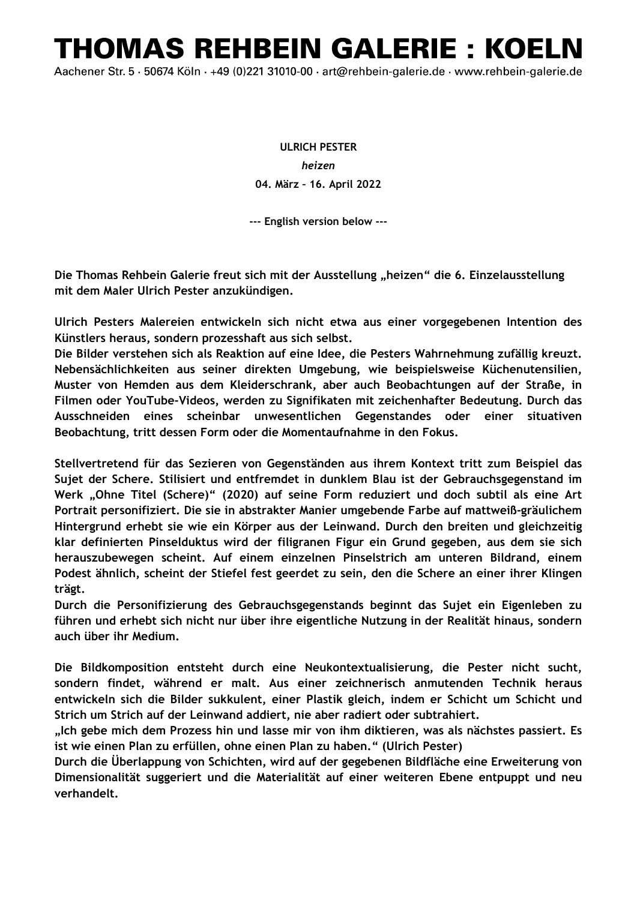# THOMAS REHBEIN GALERIE : KOELN

Aachener Str. 5 · 50674 Köln · +49 (0)221 31010-00 · art@rehbein-galerie.de · www.rehbein-galerie.de

**ULRICH PESTER**

***heizen***

**04. März – 16. April 2022**

**--- English version below ---**

**Die Thomas Rehbein Galerie freut sich mit der Ausstellung „heizen" die 6. Einzelausstellung mit dem Maler Ulrich Pester anzukündigen.**

**Ulrich Pesters Malereien entwickeln sich nicht etwa aus einer vorgegebenen Intention des Künstlers heraus, sondern prozesshaft aus sich selbst.**
**Die Bilder verstehen sich als Reaktion auf eine Idee, die Pesters Wahrnehmung zufällig kreuzt. Nebensächlichkeiten aus seiner direkten Umgebung, wie beispielsweise Küchenutensilien, Muster von Hemden aus dem Kleiderschrank, aber auch Beobachtungen auf der Straße, in Filmen oder YouTube-Videos, werden zu Signifikaten mit zeichenhafter Bedeutung. Durch das Ausschneiden eines scheinbar unwesentlichen Gegenstandes oder einer situativen Beobachtung, tritt dessen Form oder die Momentaufnahme in den Fokus.**

**Stellvertretend für das Sezieren von Gegenständen aus ihrem Kontext tritt zum Beispiel das Sujet der Schere. Stilisiert und entfremdet in dunklem Blau ist der Gebrauchsgegenstand im Werk „Ohne Titel (Schere)" (2020) auf seine Form reduziert und doch subtil als eine Art Portrait personifiziert. Die sie in abstrakter Manier umgebende Farbe auf mattweiß-gräulichem Hintergrund erhebt sie wie ein Körper aus der Leinwand. Durch den breiten und gleichzeitig klar definierten Pinselduktus wird der filigranen Figur ein Grund gegeben, aus dem sie sich herauszubewegen scheint. Auf einem einzelnen Pinselstrich am unteren Bildrand, einem Podest ähnlich, scheint der Stiefel fest geerdet zu sein, den die Schere an einer ihrer Klingen trägt.**
**Durch die Personifizierung des Gebrauchsgegenstands beginnt das Sujet ein Eigenleben zu führen und erhebt sich nicht nur über ihre eigentliche Nutzung in der Realität hinaus, sondern auch über ihr Medium.**

**Die Bildkomposition entsteht durch eine Neukontextualisierung, die Pester nicht sucht, sondern findet, während er malt. Aus einer zeichnerisch anmutenden Technik heraus entwickeln sich die Bilder sukkulent, einer Plastik gleich, indem er Schicht um Schicht und Strich um Strich auf der Leinwand addiert, nie aber radiert oder subtrahiert.**
**„Ich gebe mich dem Prozess hin und lasse mir von ihm diktieren, was als nächstes passiert. Es ist wie einen Plan zu erfüllen, ohne einen Plan zu haben." (Ulrich Pester)**
**Durch die Überlappung von Schichten, wird auf der gegebenen Bildfläche eine Erweiterung von Dimensionalität suggeriert und die Materialität auf einer weiteren Ebene entpuppt und neu verhandelt.**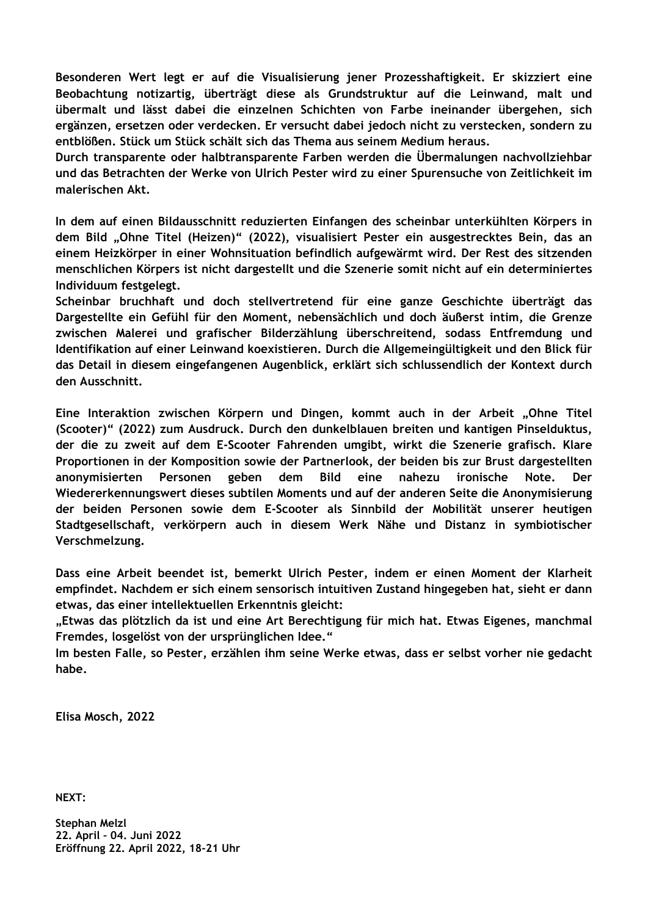**Besonderen Wert legt er auf die Visualisierung jener Prozesshaftigkeit. Er skizziert eine Beobachtung notizartig, überträgt diese als Grundstruktur auf die Leinwand, malt und übermalt und lässt dabei die einzelnen Schichten von Farbe ineinander übergehen, sich ergänzen, ersetzen oder verdecken. Er versucht dabei jedoch nicht zu verstecken, sondern zu entblößen. Stück um Stück schält sich das Thema aus seinem Medium heraus.**
**Durch transparente oder halbtransparente Farben werden die Übermalungen nachvollziehbar und das Betrachten der Werke von Ulrich Pester wird zu einer Spurensuche von Zeitlichkeit im malerischen Akt.**

**In dem auf einen Bildausschnitt reduzierten Einfangen des scheinbar unterkühlten Körpers in dem Bild „Ohne Titel (Heizen)" (2022), visualisiert Pester ein ausgestrecktes Bein, das an einem Heizkörper in einer Wohnsituation befindlich aufgewärmt wird. Der Rest des sitzenden menschlichen Körpers ist nicht dargestellt und die Szenerie somit nicht auf ein determiniertes Individuum festgelegt.**
**Scheinbar bruchhaft und doch stellvertretend für eine ganze Geschichte überträgt das Dargestellte ein Gefühl für den Moment, nebensächlich und doch äußerst intim, die Grenze zwischen Malerei und grafischer Bilderzählung überschreitend, sodass Entfremdung und Identifikation auf einer Leinwand koexistieren. Durch die Allgemeingültigkeit und den Blick für das Detail in diesem eingefangenen Augenblick, erklärt sich schlussendlich der Kontext durch den Ausschnitt.**

**Eine Interaktion zwischen Körpern und Dingen, kommt auch in der Arbeit „Ohne Titel (Scooter)" (2022) zum Ausdruck. Durch den dunkelblauen breiten und kantigen Pinselduktus, der die zu zweit auf dem E-Scooter Fahrenden umgibt, wirkt die Szenerie grafisch. Klare Proportionen in der Komposition sowie der Partnerlook, der beiden bis zur Brust dargestellten anonymisierten Personen geben dem Bild eine nahezu ironische Note. Der Wiedererkennungswert dieses subtilen Moments und auf der anderen Seite die Anonymisierung der beiden Personen sowie dem E-Scooter als Sinnbild der Mobilität unserer heutigen Stadtgesellschaft, verkörpern auch in diesem Werk Nähe und Distanz in symbiotischer Verschmelzung.**

**Dass eine Arbeit beendet ist, bemerkt Ulrich Pester, indem er einen Moment der Klarheit empfindet. Nachdem er sich einem sensorisch intuitiven Zustand hingegeben hat, sieht er dann etwas, das einer intellektuellen Erkenntnis gleicht:**
**„Etwas das plötzlich da ist und eine Art Berechtigung für mich hat. Etwas Eigenes, manchmal Fremdes, losgelöst von der ursprünglichen Idee."**
**Im besten Falle, so Pester, erzählen ihm seine Werke etwas, dass er selbst vorher nie gedacht habe.**

**Elisa Mosch, 2022**

**NEXT:**

**Stephan Melzl**
**22. April – 04. Juni 2022**
**Eröffnung 22. April 2022, 18-21 Uhr**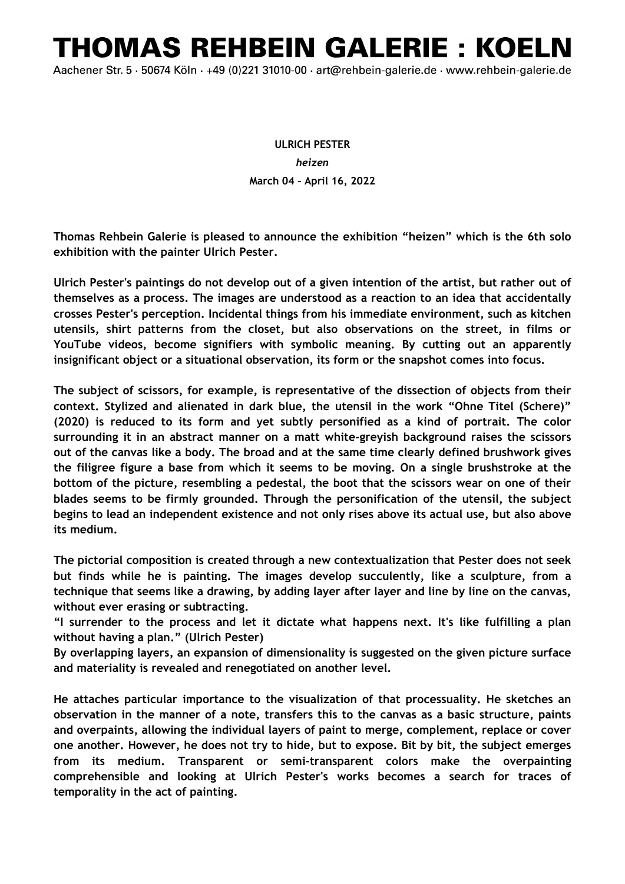# THOMAS REHBEIN GALERIE : KOELN

Aachener Str. 5 · 50674 Köln · +49 (0)221 31010-00 · art@rehbein-galerie.de · www.rehbein-galerie.de

**ULRICH PESTER**

***heizen***

**March 04 – April 16, 2022**

**Thomas Rehbein Galerie is pleased to announce the exhibition "heizen" which is the 6th solo exhibition with the painter Ulrich Pester.**

**Ulrich Pester's paintings do not develop out of a given intention of the artist, but rather out of themselves as a process. The images are understood as a reaction to an idea that accidentally crosses Pester's perception. Incidental things from his immediate environment, such as kitchen utensils, shirt patterns from the closet, but also observations on the street, in films or YouTube videos, become signifiers with symbolic meaning. By cutting out an apparently insignificant object or a situational observation, its form or the snapshot comes into focus.**

**The subject of scissors, for example, is representative of the dissection of objects from their context. Stylized and alienated in dark blue, the utensil in the work "Ohne Titel (Schere)" (2020) is reduced to its form and yet subtly personified as a kind of portrait. The color surrounding it in an abstract manner on a matt white-greyish background raises the scissors out of the canvas like a body. The broad and at the same time clearly defined brushwork gives the filigree figure a base from which it seems to be moving. On a single brushstroke at the bottom of the picture, resembling a pedestal, the boot that the scissors wear on one of their blades seems to be firmly grounded. Through the personification of the utensil, the subject begins to lead an independent existence and not only rises above its actual use, but also above its medium.**

**The pictorial composition is created through a new contextualization that Pester does not seek but finds while he is painting. The images develop succulently, like a sculpture, from a technique that seems like a drawing, by adding layer after layer and line by line on the canvas, without ever erasing or subtracting.**
**"I surrender to the process and let it dictate what happens next. It's like fulfilling a plan without having a plan." (Ulrich Pester)**
**By overlapping layers, an expansion of dimensionality is suggested on the given picture surface and materiality is revealed and renegotiated on another level.**

**He attaches particular importance to the visualization of that processuality. He sketches an observation in the manner of a note, transfers this to the canvas as a basic structure, paints and overpaints, allowing the individual layers of paint to merge, complement, replace or cover one another. However, he does not try to hide, but to expose. Bit by bit, the subject emerges from its medium. Transparent or semi-transparent colors make the overpainting comprehensible and looking at Ulrich Pester's works becomes a search for traces of temporality in the act of painting.**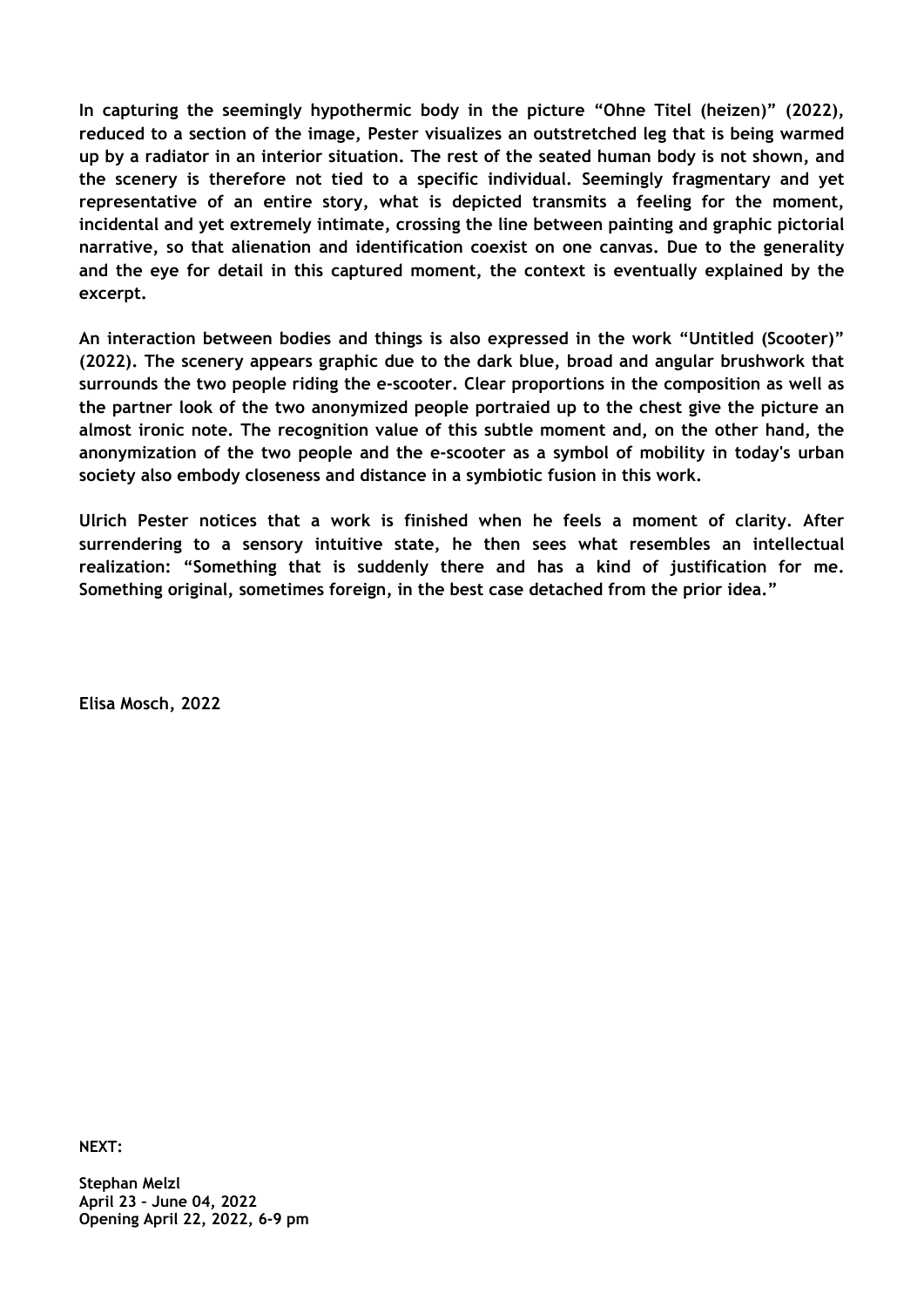**In capturing the seemingly hypothermic body in the picture "Ohne Titel (heizen)" (2022), reduced to a section of the image, Pester visualizes an outstretched leg that is being warmed up by a radiator in an interior situation. The rest of the seated human body is not shown, and the scenery is therefore not tied to a specific individual. Seemingly fragmentary and yet representative of an entire story, what is depicted transmits a feeling for the moment, incidental and yet extremely intimate, crossing the line between painting and graphic pictorial narrative, so that alienation and identification coexist on one canvas. Due to the generality and the eye for detail in this captured moment, the context is eventually explained by the excerpt.**

**An interaction between bodies and things is also expressed in the work "Untitled (Scooter)" (2022). The scenery appears graphic due to the dark blue, broad and angular brushwork that surrounds the two people riding the e-scooter. Clear proportions in the composition as well as the partner look of the two anonymized people portraied up to the chest give the picture an almost ironic note. The recognition value of this subtle moment and, on the other hand, the anonymization of the two people and the e-scooter as a symbol of mobility in today's urban society also embody closeness and distance in a symbiotic fusion in this work.**

**Ulrich Pester notices that a work is finished when he feels a moment of clarity. After surrendering to a sensory intuitive state, he then sees what resembles an intellectual realization: "Something that is suddenly there and has a kind of justification for me. Something original, sometimes foreign, in the best case detached from the prior idea."**

**Elisa Mosch, 2022**

**NEXT:**

**Stephan Melzl**
**April 23 – June 04, 2022**
**Opening April 22, 2022, 6-9 pm**